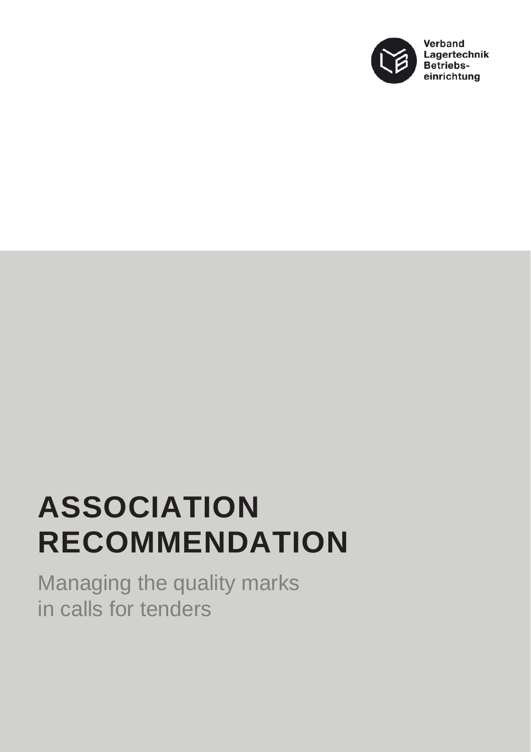Verband
Lagertechnik
Betriebs-
einrichtung

# ASSOCIATION RECOMMENDATION

Managing the quality marks
in calls for tenders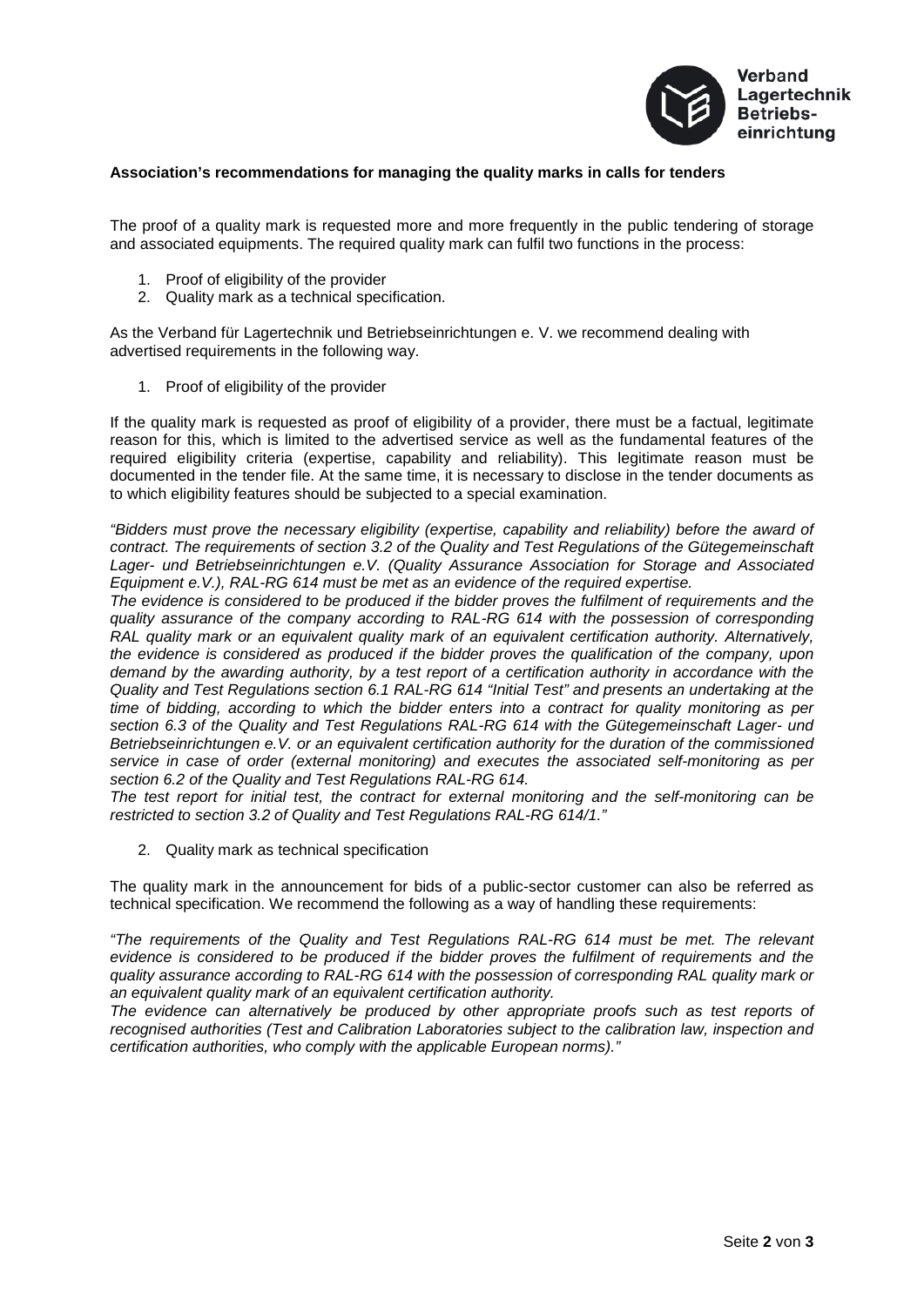**Association's recommendations for managing the quality marks in calls for tenders**

The proof of a quality mark is requested more and more frequently in the public tendering of storage and associated equipments. The required quality mark can fulfil two functions in the process:

1. Proof of eligibility of the provider
2. Quality mark as a technical specification.

As the Verband für Lagertechnik und Betriebseinrichtungen e. V. we recommend dealing with advertised requirements in the following way.

1. Proof of eligibility of the provider

If the quality mark is requested as proof of eligibility of a provider, there must be a factual, legitimate reason for this, which is limited to the advertised service as well as the fundamental features of the required eligibility criteria (expertise, capability and reliability). This legitimate reason must be documented in the tender file. At the same time, it is necessary to disclose in the tender documents as to which eligibility features should be subjected to a special examination.

*"Bidders must prove the necessary eligibility (expertise, capability and reliability) before the award of contract. The requirements of section 3.2 of the Quality and Test Regulations of the Gütegemeinschaft Lager- und Betriebseinrichtungen e.V. (Quality Assurance Association for Storage and Associated Equipment e.V.), RAL-RG 614 must be met as an evidence of the required expertise.*
*The evidence is considered to be produced if the bidder proves the fulfilment of requirements and the quality assurance of the company according to RAL-RG 614 with the possession of corresponding RAL quality mark or an equivalent quality mark of an equivalent certification authority. Alternatively, the evidence is considered as produced if the bidder proves the qualification of the company, upon demand by the awarding authority, by a test report of a certification authority in accordance with the Quality and Test Regulations section 6.1 RAL-RG 614 "Initial Test" and presents an undertaking at the time of bidding, according to which the bidder enters into a contract for quality monitoring as per section 6.3 of the Quality and Test Regulations RAL-RG 614 with the Gütegemeinschaft Lager- und Betriebseinrichtungen e.V. or an equivalent certification authority for the duration of the commissioned service in case of order (external monitoring) and executes the associated self-monitoring as per section 6.2 of the Quality and Test Regulations RAL-RG 614.*
*The test report for initial test, the contract for external monitoring and the self-monitoring can be restricted to section 3.2 of Quality and Test Regulations RAL-RG 614/1."*

2. Quality mark as technical specification

The quality mark in the announcement for bids of a public-sector customer can also be referred as technical specification. We recommend the following as a way of handling these requirements:

*"The requirements of the Quality and Test Regulations RAL-RG 614 must be met. The relevant evidence is considered to be produced if the bidder proves the fulfilment of requirements and the quality assurance according to RAL-RG 614 with the possession of corresponding RAL quality mark or an equivalent quality mark of an equivalent certification authority.*
*The evidence can alternatively be produced by other appropriate proofs such as test reports of recognised authorities (Test and Calibration Laboratories subject to the calibration law, inspection and certification authorities, who comply with the applicable European norms)."*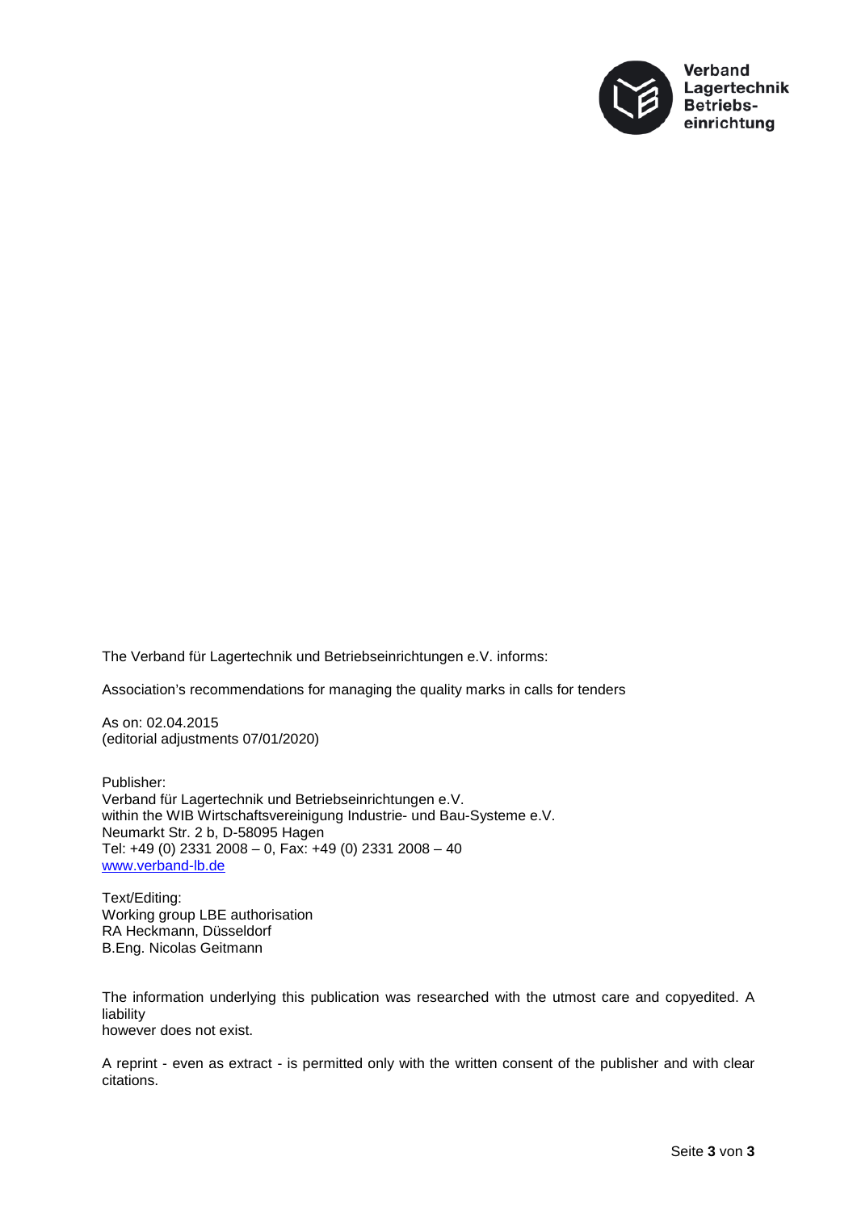Verband Lagertechnik Betriebs-einrichtung

The Verband für Lagertechnik und Betriebseinrichtungen e.V. informs:

Association's recommendations for managing the quality marks in calls for tenders

As on: 02.04.2015
(editorial adjustments 07/01/2020)

Publisher:
Verband für Lagertechnik und Betriebseinrichtungen e.V.
within the WIB Wirtschaftsvereinigung Industrie- und Bau-Systeme e.V.
Neumarkt Str. 2 b, D-58095 Hagen
Tel: +49 (0) 2331 2008 – 0, Fax: +49 (0) 2331 2008 – 40
www.verband-lb.de

Text/Editing:
Working group LBE authorisation
RA Heckmann, Düsseldorf
B.Eng. Nicolas Geitmann

The information underlying this publication was researched with the utmost care and copyedited. A liability
however does not exist.

A reprint - even as extract - is permitted only with the written consent of the publisher and with clear citations.